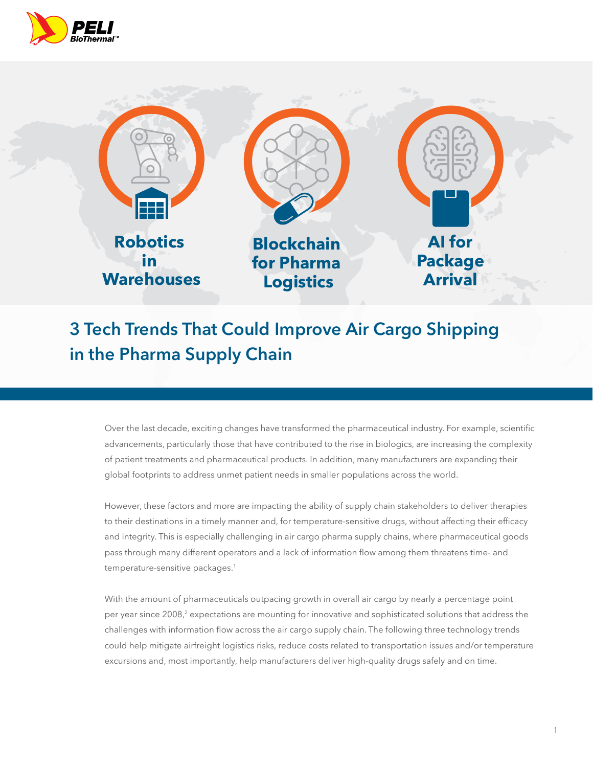PELI BioThermal™

Robotics in Warehouses

Blockchain for Pharma Logistics

AI for Package Arrival

# 3 Tech Trends That Could Improve Air Cargo Shipping in the Pharma Supply Chain

Over the last decade, exciting changes have transformed the pharmaceutical industry. For example, scientific advancements, particularly those that have contributed to the rise in biologics, are increasing the complexity of patient treatments and pharmaceutical products. In addition, many manufacturers are expanding their global footprints to address unmet patient needs in smaller populations across the world.

However, these factors and more are impacting the ability of supply chain stakeholders to deliver therapies to their destinations in a timely manner and, for temperature-sensitive drugs, without affecting their efficacy and integrity. This is especially challenging in air cargo pharma supply chains, where pharmaceutical goods pass through many different operators and a lack of information flow among them threatens time- and temperature-sensitive packages.[1]

With the amount of pharmaceuticals outpacing growth in overall air cargo by nearly a percentage point per year since 2008,[2] expectations are mounting for innovative and sophisticated solutions that address the challenges with information flow across the air cargo supply chain. The following three technology trends could help mitigate airfreight logistics risks, reduce costs related to transportation issues and/or temperature excursions and, most importantly, help manufacturers deliver high-quality drugs safely and on time.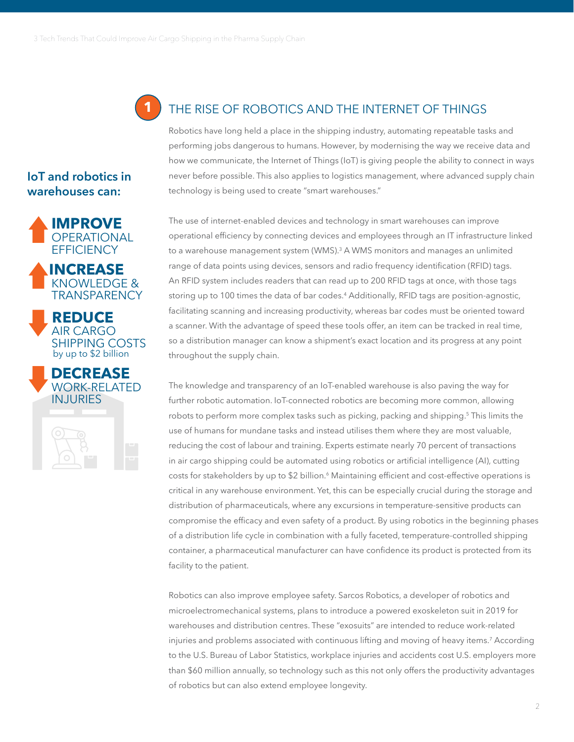## 1 THE RISE OF ROBOTICS AND THE INTERNET OF THINGS

**IoT and robotics in warehouses can:**

- **IMPROVE** OPERATIONAL EFFICIENCY
- **INCREASE** KNOWLEDGE & TRANSPARENCY
- **REDUCE** AIR CARGO SHIPPING COSTS by up to $2 billion
- **DECREASE** WORK-RELATED INJURIES

Robotics have long held a place in the shipping industry, automating repeatable tasks and performing jobs dangerous to humans. However, by modernising the way we receive data and how we communicate, the Internet of Things (IoT) is giving people the ability to connect in ways never before possible. This also applies to logistics management, where advanced supply chain technology is being used to create "smart warehouses."

The use of internet-enabled devices and technology in smart warehouses can improve operational efficiency by connecting devices and employees through an IT infrastructure linked to a warehouse management system (WMS).[3] A WMS monitors and manages an unlimited range of data points using devices, sensors and radio frequency identification (RFID) tags. An RFID system includes readers that can read up to 200 RFID tags at once, with those tags storing up to 100 times the data of bar codes.[4] Additionally, RFID tags are position-agnostic, facilitating scanning and increasing productivity, whereas bar codes must be oriented toward a scanner. With the advantage of speed these tools offer, an item can be tracked in real time, so a distribution manager can know a shipment's exact location and its progress at any point throughout the supply chain.

The knowledge and transparency of an IoT-enabled warehouse is also paving the way for further robotic automation. IoT-connected robotics are becoming more common, allowing robots to perform more complex tasks such as picking, packing and shipping.[5] This limits the use of humans for mundane tasks and instead utilises them where they are most valuable, reducing the cost of labour and training. Experts estimate nearly 70 percent of transactions in air cargo shipping could be automated using robotics or artificial intelligence (AI), cutting costs for stakeholders by up to $2 billion.[6] Maintaining efficient and cost-effective operations is critical in any warehouse environment. Yet, this can be especially crucial during the storage and distribution of pharmaceuticals, where any excursions in temperature-sensitive products can compromise the efficacy and even safety of a product. By using robotics in the beginning phases of a distribution life cycle in combination with a fully faceted, temperature-controlled shipping container, a pharmaceutical manufacturer can have confidence its product is protected from its facility to the patient.

Robotics can also improve employee safety. Sarcos Robotics, a developer of robotics and microelectromechanical systems, plans to introduce a powered exoskeleton suit in 2019 for warehouses and distribution centres. These "exosuits" are intended to reduce work-related injuries and problems associated with continuous lifting and moving of heavy items.[7] According to the U.S. Bureau of Labor Statistics, workplace injuries and accidents cost U.S. employers more than $60 million annually, so technology such as this not only offers the productivity advantages of robotics but can also extend employee longevity.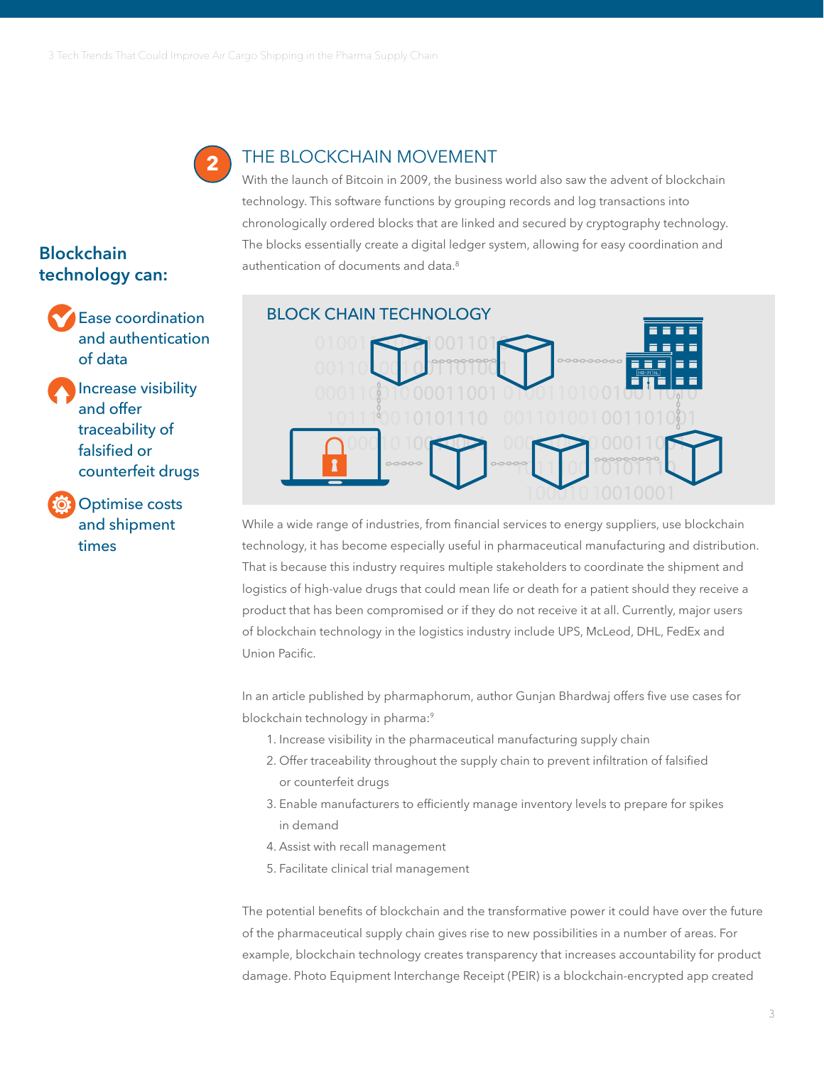## 2 THE BLOCKCHAIN MOVEMENT

With the launch of Bitcoin in 2009, the business world also saw the advent of blockchain technology. This software functions by grouping records and log transactions into chronologically ordered blocks that are linked and secured by cryptography technology. The blocks essentially create a digital ledger system, allowing for easy coordination and authentication of documents and data.[8]

### Blockchain technology can:

- Ease coordination and authentication of data
- Increase visibility and offer traceability of falsified or counterfeit drugs
- Optimise costs and shipment times

BLOCK CHAIN TECHNOLOGY

While a wide range of industries, from financial services to energy suppliers, use blockchain technology, it has become especially useful in pharmaceutical manufacturing and distribution. That is because this industry requires multiple stakeholders to coordinate the shipment and logistics of high-value drugs that could mean life or death for a patient should they receive a product that has been compromised or if they do not receive it at all. Currently, major users of blockchain technology in the logistics industry include UPS, McLeod, DHL, FedEx and Union Pacific.

In an article published by pharmaphorum, author Gunjan Bhardwaj offers five use cases for blockchain technology in pharma:[9]

1. Increase visibility in the pharmaceutical manufacturing supply chain
2. Offer traceability throughout the supply chain to prevent infiltration of falsified or counterfeit drugs
3. Enable manufacturers to efficiently manage inventory levels to prepare for spikes in demand
4. Assist with recall management
5. Facilitate clinical trial management

The potential benefits of blockchain and the transformative power it could have over the future of the pharmaceutical supply chain gives rise to new possibilities in a number of areas. For example, blockchain technology creates transparency that increases accountability for product damage. Photo Equipment Interchange Receipt (PEIR) is a blockchain-encrypted app created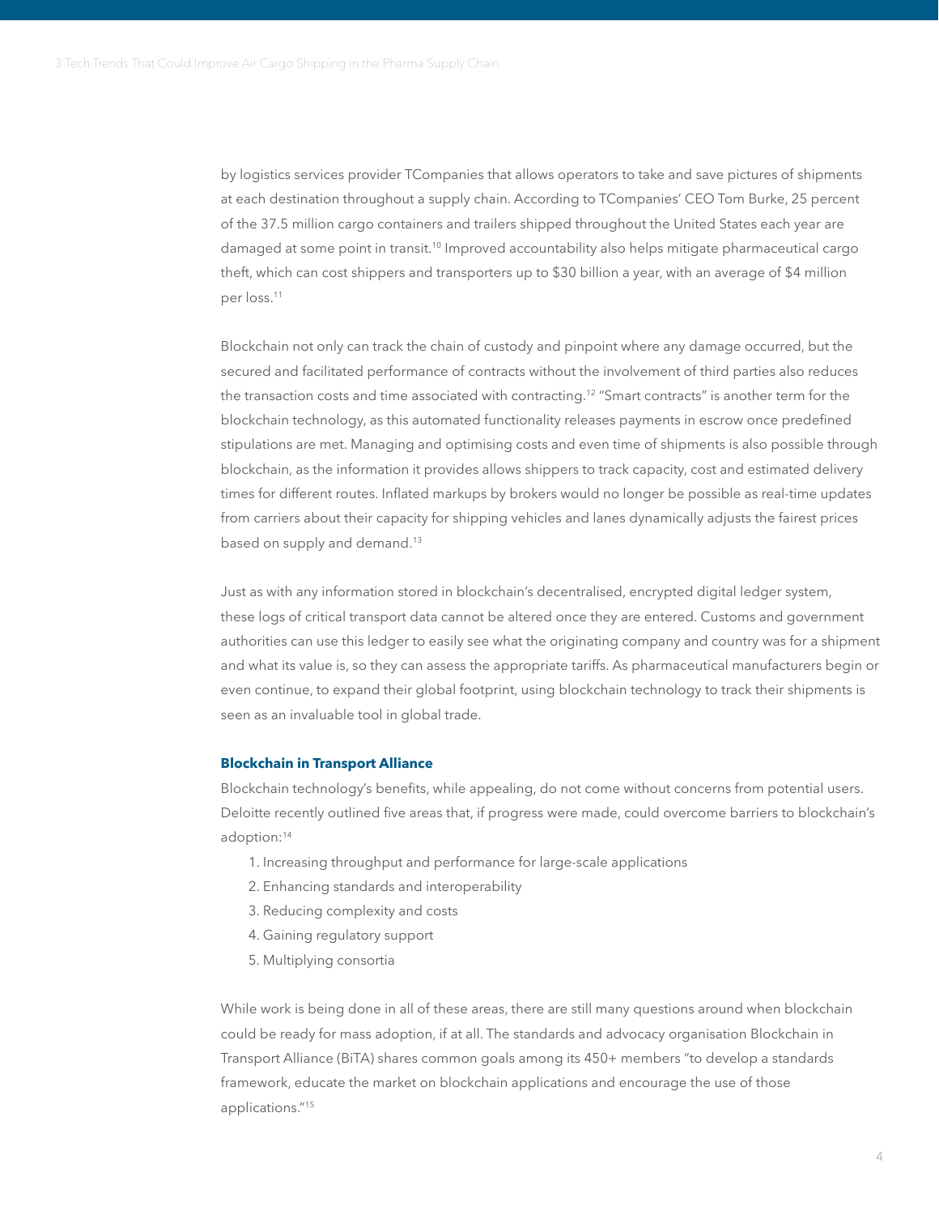by logistics services provider TCompanies that allows operators to take and save pictures of shipments at each destination throughout a supply chain. According to TCompanies' CEO Tom Burke, 25 percent of the 37.5 million cargo containers and trailers shipped throughout the United States each year are damaged at some point in transit.[10] Improved accountability also helps mitigate pharmaceutical cargo theft, which can cost shippers and transporters up to $30 billion a year, with an average of $4 million per loss.[11]

Blockchain not only can track the chain of custody and pinpoint where any damage occurred, but the secured and facilitated performance of contracts without the involvement of third parties also reduces the transaction costs and time associated with contracting.[12] "Smart contracts" is another term for the blockchain technology, as this automated functionality releases payments in escrow once predefined stipulations are met. Managing and optimising costs and even time of shipments is also possible through blockchain, as the information it provides allows shippers to track capacity, cost and estimated delivery times for different routes. Inflated markups by brokers would no longer be possible as real-time updates from carriers about their capacity for shipping vehicles and lanes dynamically adjusts the fairest prices based on supply and demand.[13]

Just as with any information stored in blockchain's decentralised, encrypted digital ledger system, these logs of critical transport data cannot be altered once they are entered. Customs and government authorities can use this ledger to easily see what the originating company and country was for a shipment and what its value is, so they can assess the appropriate tariffs. As pharmaceutical manufacturers begin or even continue, to expand their global footprint, using blockchain technology to track their shipments is seen as an invaluable tool in global trade.

### Blockchain in Transport Alliance

Blockchain technology's benefits, while appealing, do not come without concerns from potential users. Deloitte recently outlined five areas that, if progress were made, could overcome barriers to blockchain's adoption:[14]

1. Increasing throughput and performance for large-scale applications
2. Enhancing standards and interoperability
3. Reducing complexity and costs
4. Gaining regulatory support
5. Multiplying consortia

While work is being done in all of these areas, there are still many questions around when blockchain could be ready for mass adoption, if at all. The standards and advocacy organisation Blockchain in Transport Alliance (BiTA) shares common goals among its 450+ members "to develop a standards framework, educate the market on blockchain applications and encourage the use of those applications."[15]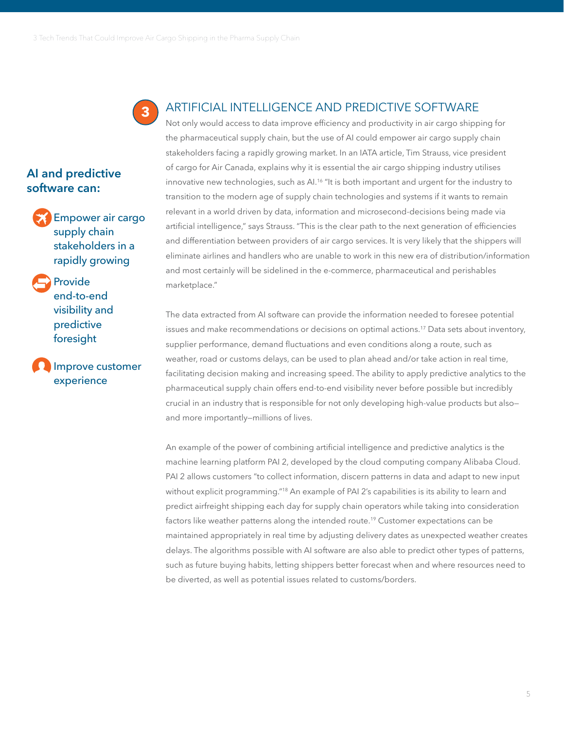## 3 ARTIFICIAL INTELLIGENCE AND PREDICTIVE SOFTWARE

**AI and predictive software can:**

- Empower air cargo supply chain stakeholders in a rapidly growing
- Provide end-to-end visibility and predictive foresight
- Improve customer experience

Not only would access to data improve efficiency and productivity in air cargo shipping for the pharmaceutical supply chain, but the use of AI could empower air cargo supply chain stakeholders facing a rapidly growing market. In an IATA article, Tim Strauss, vice president of cargo for Air Canada, explains why it is essential the air cargo shipping industry utilises innovative new technologies, such as AI.[16] "It is both important and urgent for the industry to transition to the modern age of supply chain technologies and systems if it wants to remain relevant in a world driven by data, information and microsecond-decisions being made via artificial intelligence," says Strauss. "This is the clear path to the next generation of efficiencies and differentiation between providers of air cargo services. It is very likely that the shippers will eliminate airlines and handlers who are unable to work in this new era of distribution/information and most certainly will be sidelined in the e-commerce, pharmaceutical and perishables marketplace."

The data extracted from AI software can provide the information needed to foresee potential issues and make recommendations or decisions on optimal actions.[17] Data sets about inventory, supplier performance, demand fluctuations and even conditions along a route, such as weather, road or customs delays, can be used to plan ahead and/or take action in real time, facilitating decision making and increasing speed. The ability to apply predictive analytics to the pharmaceutical supply chain offers end-to-end visibility never before possible but incredibly crucial in an industry that is responsible for not only developing high-value products but also—and more importantly—millions of lives.

An example of the power of combining artificial intelligence and predictive analytics is the machine learning platform PAI 2, developed by the cloud computing company Alibaba Cloud. PAI 2 allows customers "to collect information, discern patterns in data and adapt to new input without explicit programming."[18] An example of PAI 2's capabilities is its ability to learn and predict airfreight shipping each day for supply chain operators while taking into consideration factors like weather patterns along the intended route.[19] Customer expectations can be maintained appropriately in real time by adjusting delivery dates as unexpected weather creates delays. The algorithms possible with AI software are also able to predict other types of patterns, such as future buying habits, letting shippers better forecast when and where resources need to be diverted, as well as potential issues related to customs/borders.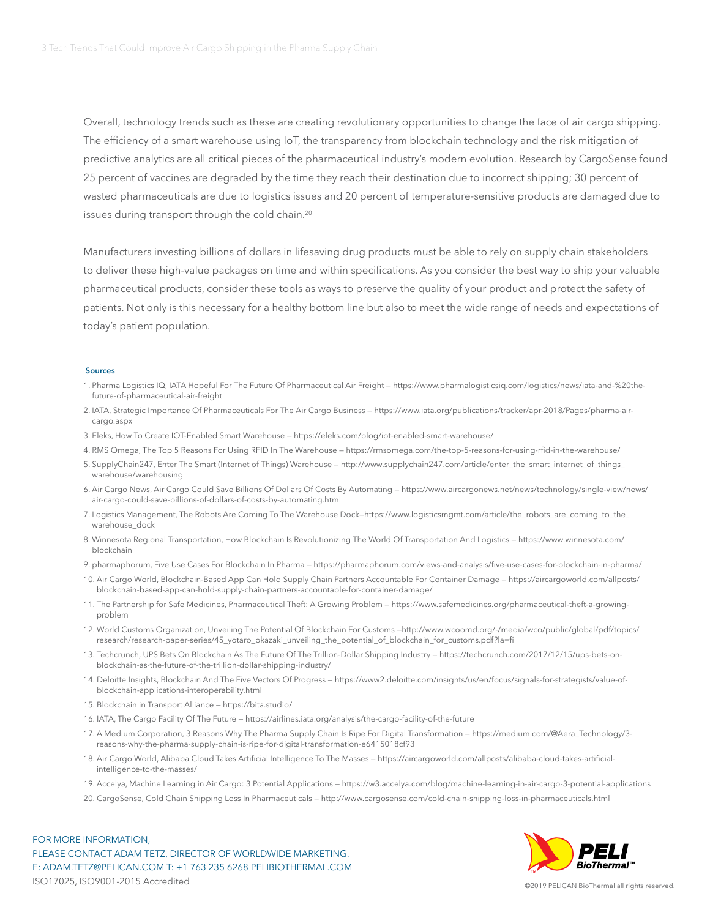Overall, technology trends such as these are creating revolutionary opportunities to change the face of air cargo shipping. The efficiency of a smart warehouse using IoT, the transparency from blockchain technology and the risk mitigation of predictive analytics are all critical pieces of the pharmaceutical industry's modern evolution. Research by CargoSense found 25 percent of vaccines are degraded by the time they reach their destination due to incorrect shipping; 30 percent of wasted pharmaceuticals are due to logistics issues and 20 percent of temperature-sensitive products are damaged due to issues during transport through the cold chain.[20]

Manufacturers investing billions of dollars in lifesaving drug products must be able to rely on supply chain stakeholders to deliver these high-value packages on time and within specifications. As you consider the best way to ship your valuable pharmaceutical products, consider these tools as ways to preserve the quality of your product and protect the safety of patients. Not only is this necessary for a healthy bottom line but also to meet the wide range of needs and expectations of today's patient population.

**Sources**

1. Pharma Logistics IQ, IATA Hopeful For The Future Of Pharmaceutical Air Freight — https://www.pharmalogisticsiq.com/logistics/news/iata-and-%20the-future-of-pharmaceutical-air-freight
2. IATA, Strategic Importance Of Pharmaceuticals For The Air Cargo Business — https://www.iata.org/publications/tracker/apr-2018/Pages/pharma-air-cargo.aspx
3. Eleks, How To Create IOT-Enabled Smart Warehouse — https://eleks.com/blog/iot-enabled-smart-warehouse/
4. RMS Omega, The Top 5 Reasons For Using RFID In The Warehouse — https://rmsomega.com/the-top-5-reasons-for-using-rfid-in-the-warehouse/
5. SupplyChain247, Enter The Smart (Internet of Things) Warehouse — http://www.supplychain247.com/article/enter_the_smart_internet_of_things_warehouse/warehousing
6. Air Cargo News, Air Cargo Could Save Billions Of Dollars Of Costs By Automating — https://www.aircargonews.net/news/technology/single-view/news/air-cargo-could-save-billions-of-dollars-of-costs-by-automating.html
7. Logistics Management, The Robots Are Coming To The Warehouse Dock—https://www.logisticsmgmt.com/article/the_robots_are_coming_to_the_warehouse_dock
8. Winnesota Regional Transportation, How Blockchain Is Revolutionizing The World Of Transportation And Logistics — https://www.winnesota.com/blockchain
9. pharmaphorum, Five Use Cases For Blockchain In Pharma — https://pharmaphorum.com/views-and-analysis/five-use-cases-for-blockchain-in-pharma/
10. Air Cargo World, Blockchain-Based App Can Hold Supply Chain Partners Accountable For Container Damage — https://aircargoworld.com/allposts/blockchain-based-app-can-hold-supply-chain-partners-accountable-for-container-damage/
11. The Partnership for Safe Medicines, Pharmaceutical Theft: A Growing Problem — https://www.safemedicines.org/pharmaceutical-theft-a-growing-problem
12. World Customs Organization, Unveiling The Potential Of Blockchain For Customs —http://www.wcoomd.org/-/media/wco/public/global/pdf/topics/research/research-paper-series/45_yotaro_okazaki_unveiling_the_potential_of_blockchain_for_customs.pdf?la=fi
13. Techcrunch, UPS Bets On Blockchain As The Future Of The Trillion-Dollar Shipping Industry — https://techcrunch.com/2017/12/15/ups-bets-on-blockchain-as-the-future-of-the-trillion-dollar-shipping-industry/
14. Deloitte Insights, Blockchain And The Five Vectors Of Progress — https://www2.deloitte.com/insights/us/en/focus/signals-for-strategists/value-of-blockchain-applications-interoperability.html
15. Blockchain in Transport Alliance — https://bita.studio/
16. IATA, The Cargo Facility Of The Future — https://airlines.iata.org/analysis/the-cargo-facility-of-the-future
17. A Medium Corporation, 3 Reasons Why The Pharma Supply Chain Is Ripe For Digital Transformation — https://medium.com/@Aera_Technology/3-reasons-why-the-pharma-supply-chain-is-ripe-for-digital-transformation-e6415018cf93
18. Air Cargo World, Alibaba Cloud Takes Artificial Intelligence To The Masses — https://aircargoworld.com/allposts/alibaba-cloud-takes-artificial-intelligence-to-the-masses/
19. Accelya, Machine Learning in Air Cargo: 3 Potential Applications — https://w3.accelya.com/blog/machine-learning-in-air-cargo-3-potential-applications
20. CargoSense, Cold Chain Shipping Loss In Pharmaceuticals — http://www.cargosense.com/cold-chain-shipping-loss-in-pharmaceuticals.html

FOR MORE INFORMATION,
PLEASE CONTACT ADAM TETZ, DIRECTOR OF WORLDWIDE MARKETING.
E: ADAM.TETZ@PELICAN.COM T: +1 763 235 6268 PELIBIOTHERMAL.COM
ISO17025, ISO9001-2015 Accredited

PELI BioThermal™

©2019 PELICAN BioThermal all rights reserved.